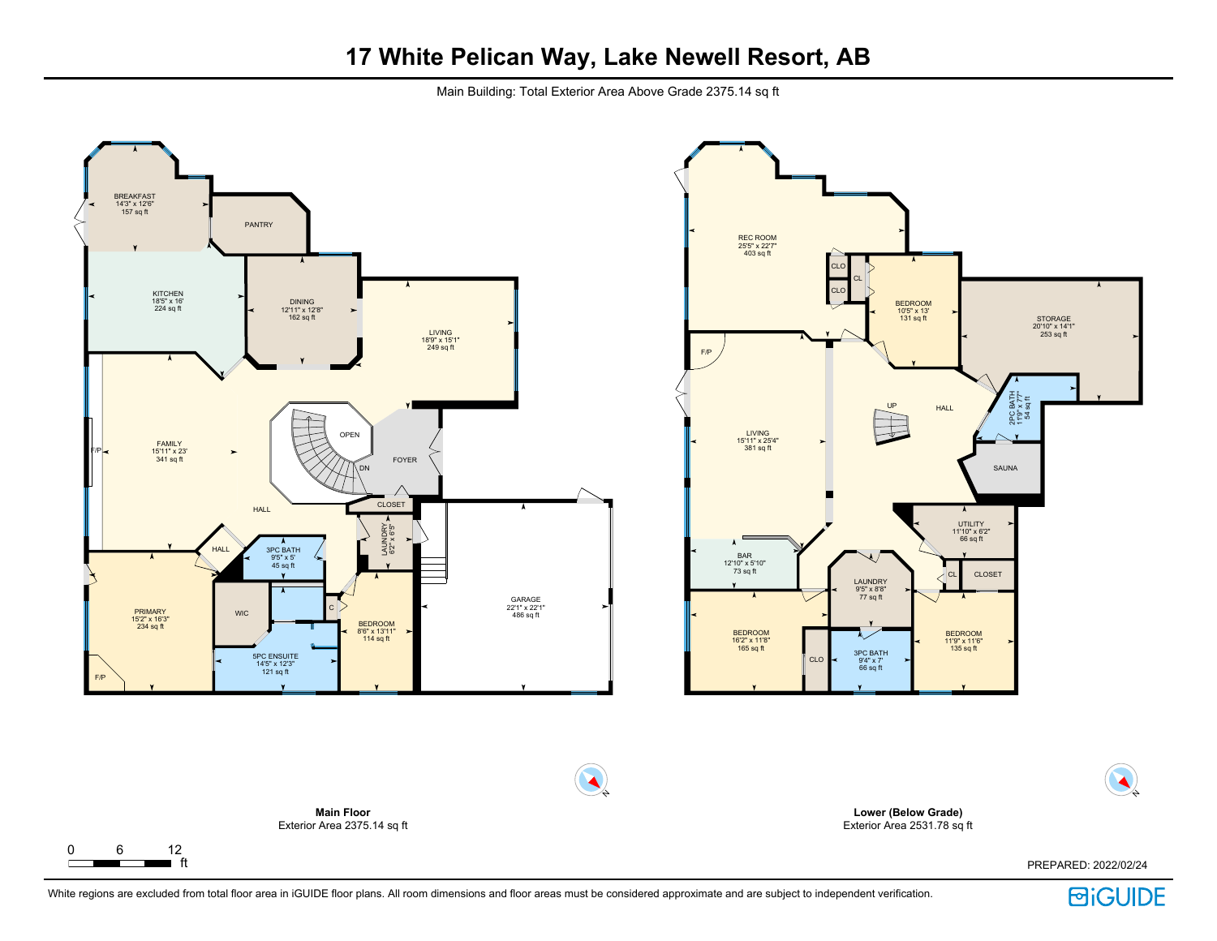# 17 White Pelican Way, Lake Newell Resort, AB

Main Building: Total Exterior Area Above Grade 2375.14 sq ft

## Main Floor

Exterior Area 2375.14 sq ft

| Room | Dimensions | Area |
|---|---|---|
| BREAKFAST | 14'3" x 12'6" | 157 sq ft |
| PANTRY | | |
| KITCHEN | 18'5" x 16' | 224 sq ft |
| DINING | 12'11" x 12'8" | 162 sq ft |
| LIVING | 18'9" x 15'1" | 249 sq ft |
| FAMILY | 15'11" x 23' | 341 sq ft |
| OPEN | | |
| FOYER | | |
| HALL | | |
| CLOSET | | |
| LAUNDRY | 6'2" x 6'5" | |
| 3PC BATH | 9'5" x 5' | 45 sq ft |
| PRIMARY | 15'2" x 16'3" | 234 sq ft |
| WIC | | |
| 5PC ENSUITE | 14'5" x 12'3" | 121 sq ft |
| BEDROOM | 8'6" x 13'11" | 114 sq ft |
| GARAGE | 22'1" x 22'1" | 486 sq ft |

## Lower (Below Grade)

Exterior Area 2531.78 sq ft

| Room | Dimensions | Area |
|---|---|---|
| REC ROOM | 25'5" x 22'7" | 403 sq ft |
| BEDROOM | 10'5" x 13' | 131 sq ft |
| STORAGE | 20'10" x 14'1" | 253 sq ft |
| LIVING | 15'11" x 25'4" | 381 sq ft |
| HALL | | |
| 2PC BATH | 11'9" x 7'7" | 54 sq ft |
| SAUNA | | |
| UTILITY | 11'10" x 6'2" | 66 sq ft |
| CLOSET | | |
| BAR | 12'10" x 5'10" | 73 sq ft |
| LAUNDRY | 9'5" x 8'8" | 77 sq ft |
| BEDROOM | 16'2" x 11'8" | 165 sq ft |
| 3PC BATH | 9'4" x 7' | 66 sq ft |
| BEDROOM | 11'9" x 11'6" | 135 sq ft |

0 6 12 ft

PREPARED: 2022/02/24

White regions are excluded from total floor area in iGUIDE floor plans. All room dimensions and floor areas must be considered approximate and are subject to independent verification.

iGUIDE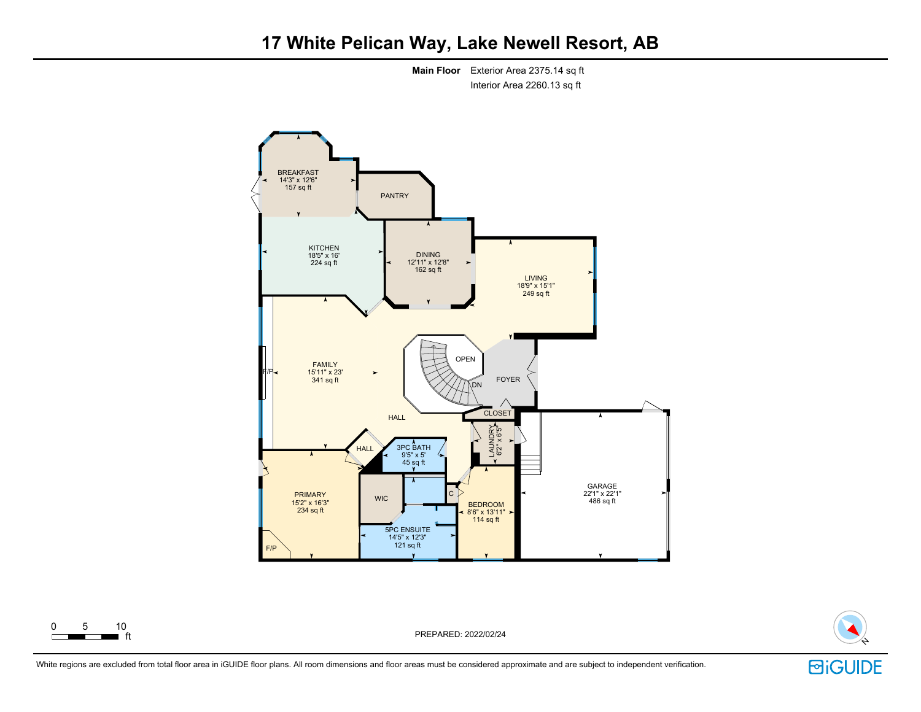# 17 White Pelican Way, Lake Newell Resort, AB

**Main Floor** Exterior Area 2375.14 sq ft
Interior Area 2260.13 sq ft

BREAKFAST
14'3" x 12'6"
157 sq ft

PANTRY

KITCHEN
18'5" x 16'
224 sq ft

DINING
12'11" x 12'8"
162 sq ft

LIVING
18'9" x 15'1"
249 sq ft

FAMILY
15'11" x 23'
341 sq ft

F/P

OPEN

DN

FOYER

CLOSET

HALL

HALL

3PC BATH
9'5" x 5'
45 sq ft

LAUNDRY
6'2" x 6'5"

GARAGE
22'1" x 22'1"
486 sq ft

PRIMARY
15'2" x 16'3"
234 sq ft

WIC

C

BEDROOM
8'6" x 13'11"
114 sq ft

5PC ENSUITE
14'5" x 12'3"
121 sq ft

F/P

0 5 10 ft

PREPARED: 2022/02/24

White regions are excluded from total floor area in iGUIDE floor plans. All room dimensions and floor areas must be considered approximate and are subject to independent verification.

iGUIDE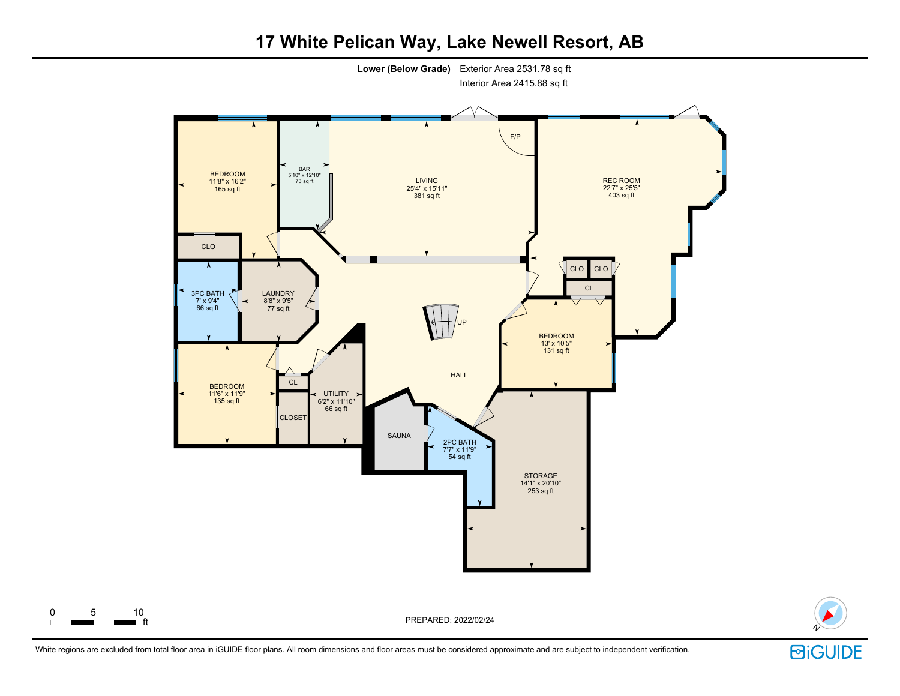# 17 White Pelican Way, Lake Newell Resort, AB

**Lower (Below Grade)** Exterior Area 2531.78 sq ft
Interior Area 2415.88 sq ft

BEDROOM
11'8" x 16'2"
165 sq ft

BAR
5'10" x 12'10"
73 sq ft

LIVING
25'4" x 15'11"
381 sq ft

F/P

REC ROOM
22'7" x 25'5"
403 sq ft

CLO

3PC BATH
7' x 9'4"
66 sq ft

LAUNDRY
8'8" x 9'5"
77 sq ft

CLO CLO

CL

UP

BEDROOM
13' x 10'5"
131 sq ft

BEDROOM
11'6" x 11'9"
135 sq ft

CL

CLOSET

UTILITY
6'2" x 11'10"
66 sq ft

HALL

SAUNA

2PC BATH
7'7" x 11'9"
54 sq ft

STORAGE
14'1" x 20'10"
253 sq ft

0 5 10 ft

PREPARED: 2022/02/24

White regions are excluded from total floor area in iGUIDE floor plans. All room dimensions and floor areas must be considered approximate and are subject to independent verification.

iGUIDE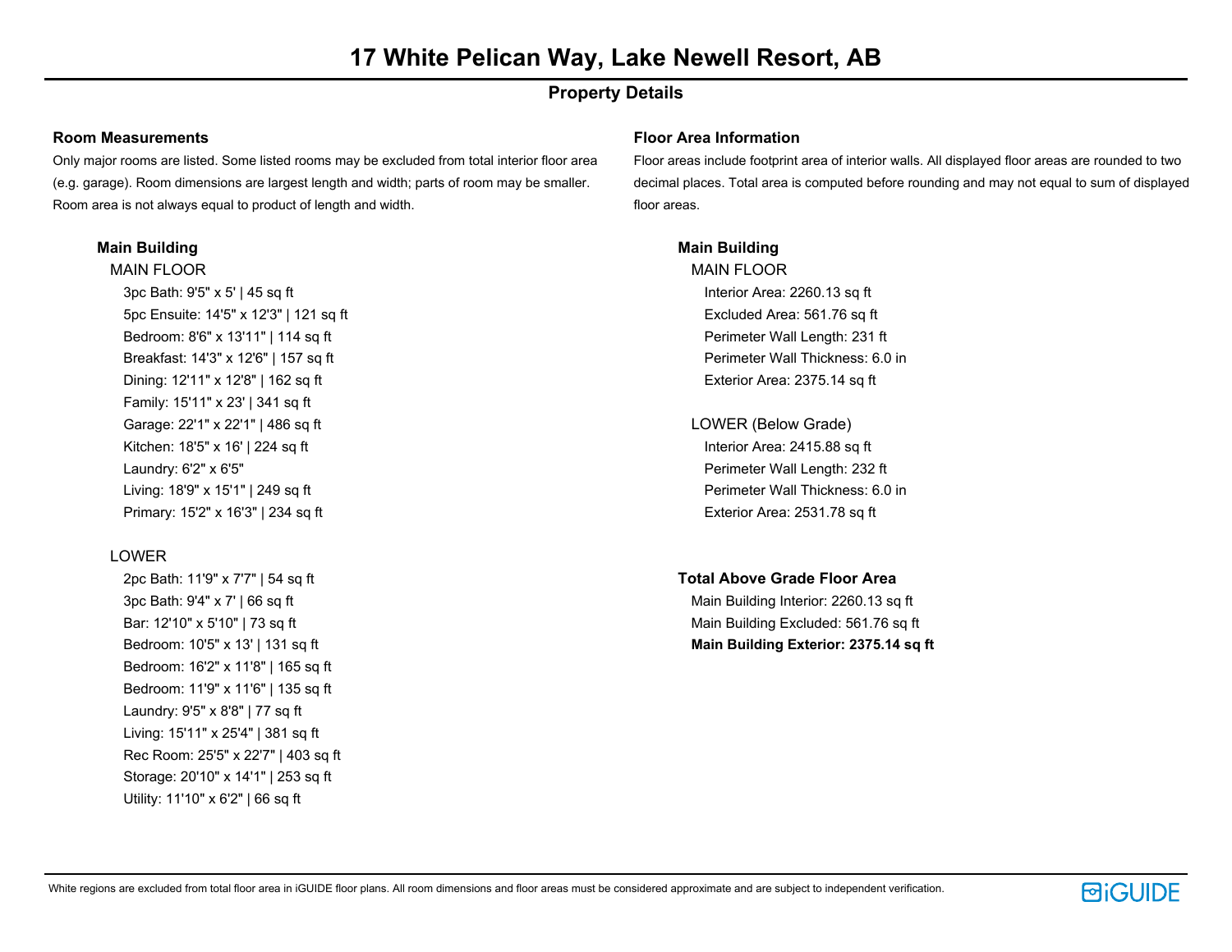# 17 White Pelican Way, Lake Newell Resort, AB

## Property Details

### Room Measurements

Only major rooms are listed. Some listed rooms may be excluded from total interior floor area (e.g. garage). Room dimensions are largest length and width; parts of room may be smaller. Room area is not always equal to product of length and width.

**Main Building**

MAIN FLOOR

- 3pc Bath: 9'5" x 5' | 45 sq ft
- 5pc Ensuite: 14'5" x 12'3" | 121 sq ft
- Bedroom: 8'6" x 13'11" | 114 sq ft
- Breakfast: 14'3" x 12'6" | 157 sq ft
- Dining: 12'11" x 12'8" | 162 sq ft
- Family: 15'11" x 23' | 341 sq ft
- Garage: 22'1" x 22'1" | 486 sq ft
- Kitchen: 18'5" x 16' | 224 sq ft
- Laundry: 6'2" x 6'5"
- Living: 18'9" x 15'1" | 249 sq ft
- Primary: 15'2" x 16'3" | 234 sq ft

LOWER

- 2pc Bath: 11'9" x 7'7" | 54 sq ft
- 3pc Bath: 9'4" x 7' | 66 sq ft
- Bar: 12'10" x 5'10" | 73 sq ft
- Bedroom: 10'5" x 13' | 131 sq ft
- Bedroom: 16'2" x 11'8" | 165 sq ft
- Bedroom: 11'9" x 11'6" | 135 sq ft
- Laundry: 9'5" x 8'8" | 77 sq ft
- Living: 15'11" x 25'4" | 381 sq ft
- Rec Room: 25'5" x 22'7" | 403 sq ft
- Storage: 20'10" x 14'1" | 253 sq ft
- Utility: 11'10" x 6'2" | 66 sq ft

### Floor Area Information

Floor areas include footprint area of interior walls. All displayed floor areas are rounded to two decimal places. Total area is computed before rounding and may not equal to sum of displayed floor areas.

**Main Building**

MAIN FLOOR

- Interior Area: 2260.13 sq ft
- Excluded Area: 561.76 sq ft
- Perimeter Wall Length: 231 ft
- Perimeter Wall Thickness: 6.0 in
- Exterior Area: 2375.14 sq ft

LOWER (Below Grade)

- Interior Area: 2415.88 sq ft
- Perimeter Wall Length: 232 ft
- Perimeter Wall Thickness: 6.0 in
- Exterior Area: 2531.78 sq ft

**Total Above Grade Floor Area**

- Main Building Interior: 2260.13 sq ft
- Main Building Excluded: 561.76 sq ft
- **Main Building Exterior: 2375.14 sq ft**

White regions are excluded from total floor area in iGUIDE floor plans. All room dimensions and floor areas must be considered approximate and are subject to independent verification.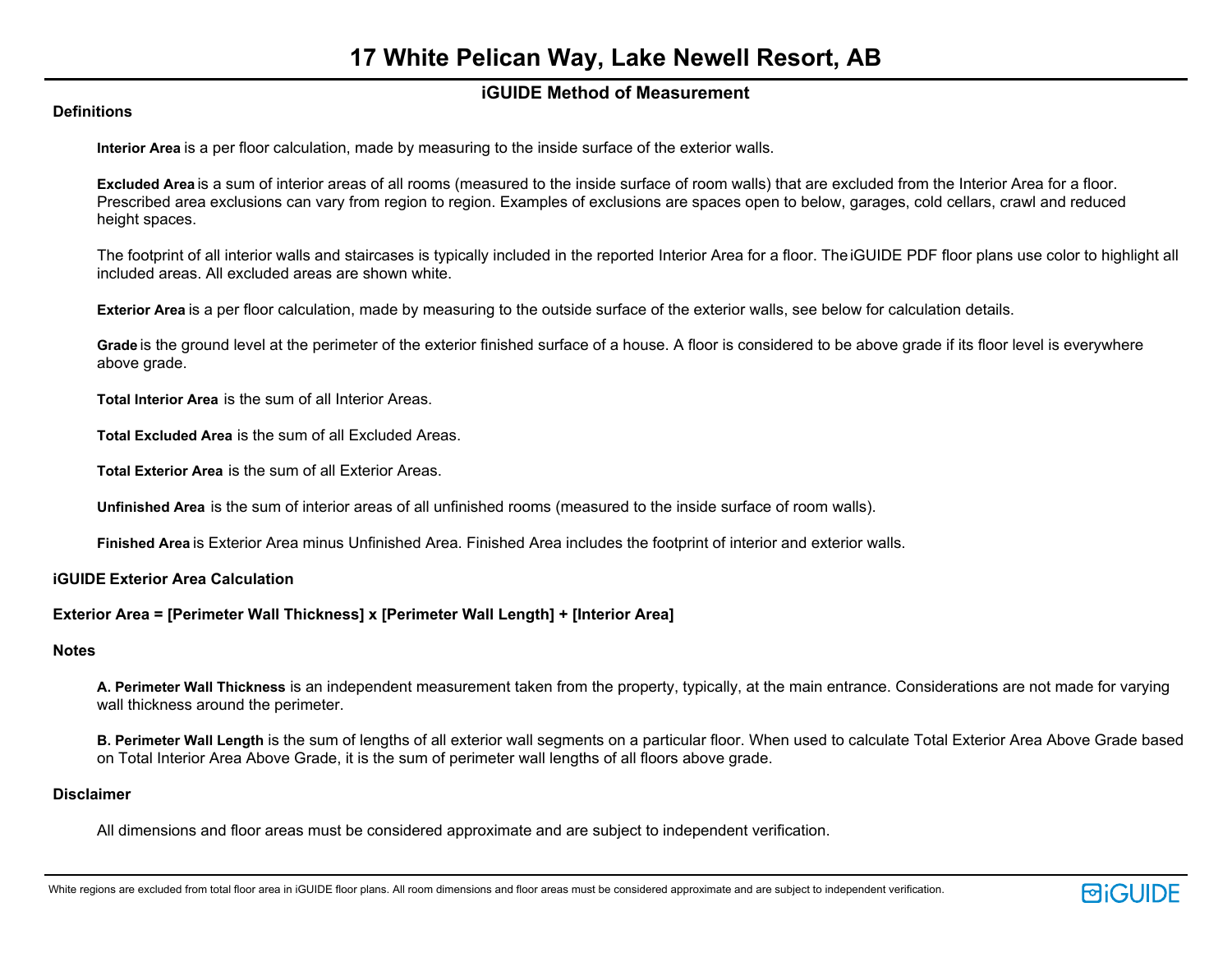# 17 White Pelican Way, Lake Newell Resort, AB

## iGUIDE Method of Measurement

### Definitions

**Interior Area** is a per floor calculation, made by measuring to the inside surface of the exterior walls.

**Excluded Area** is a sum of interior areas of all rooms (measured to the inside surface of room walls) that are excluded from the Interior Area for a floor. Prescribed area exclusions can vary from region to region. Examples of exclusions are spaces open to below, garages, cold cellars, crawl and reduced height spaces.

The footprint of all interior walls and staircases is typically included in the reported Interior Area for a floor. The iGUIDE PDF floor plans use color to highlight all included areas. All excluded areas are shown white.

**Exterior Area** is a per floor calculation, made by measuring to the outside surface of the exterior walls, see below for calculation details.

**Grade** is the ground level at the perimeter of the exterior finished surface of a house. A floor is considered to be above grade if its floor level is everywhere above grade.

**Total Interior Area** is the sum of all Interior Areas.

**Total Excluded Area** is the sum of all Excluded Areas.

**Total Exterior Area** is the sum of all Exterior Areas.

**Unfinished Area** is the sum of interior areas of all unfinished rooms (measured to the inside surface of room walls).

**Finished Area** is Exterior Area minus Unfinished Area. Finished Area includes the footprint of interior and exterior walls.

### iGUIDE Exterior Area Calculation

**Exterior Area = [Perimeter Wall Thickness] x [Perimeter Wall Length] + [Interior Area]**

### Notes

**A. Perimeter Wall Thickness** is an independent measurement taken from the property, typically, at the main entrance. Considerations are not made for varying wall thickness around the perimeter.

**B. Perimeter Wall Length** is the sum of lengths of all exterior wall segments on a particular floor. When used to calculate Total Exterior Area Above Grade based on Total Interior Area Above Grade, it is the sum of perimeter wall lengths of all floors above grade.

### Disclaimer

All dimensions and floor areas must be considered approximate and are subject to independent verification.